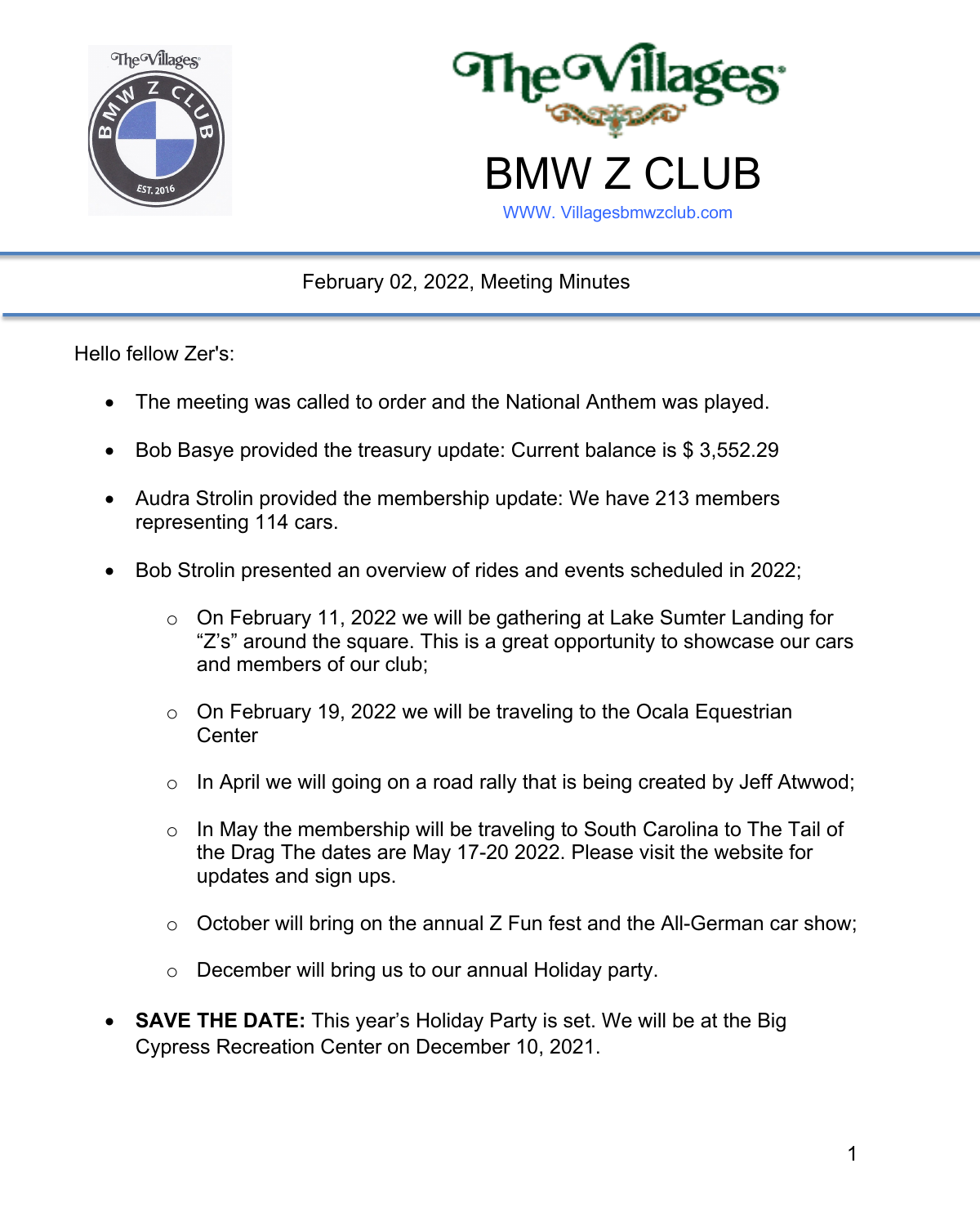# The Villages

# BMW Z CLUB

WWW. Villagesbmwzclub.com

February 02, 2022, Meeting Minutes

Hello fellow Zer's:

- The meeting was called to order and the National Anthem was played.
- Bob Basye provided the treasury update: Current balance is $ 3,552.29
- Audra Strolin provided the membership update: We have 213 members representing 114 cars.
- Bob Strolin presented an overview of rides and events scheduled in 2022;
  - On February 11, 2022 we will be gathering at Lake Sumter Landing for "Z's" around the square. This is a great opportunity to showcase our cars and members of our club;
  - On February 19, 2022 we will be traveling to the Ocala Equestrian Center
  - In April we will going on a road rally that is being created by Jeff Atwwod;
  - In May the membership will be traveling to South Carolina to The Tail of the Drag The dates are May 17-20 2022. Please visit the website for updates and sign ups.
  - October will bring on the annual Z Fun fest and the All-German car show;
  - December will bring us to our annual Holiday party.
- **SAVE THE DATE:** This year's Holiday Party is set. We will be at the Big Cypress Recreation Center on December 10, 2021.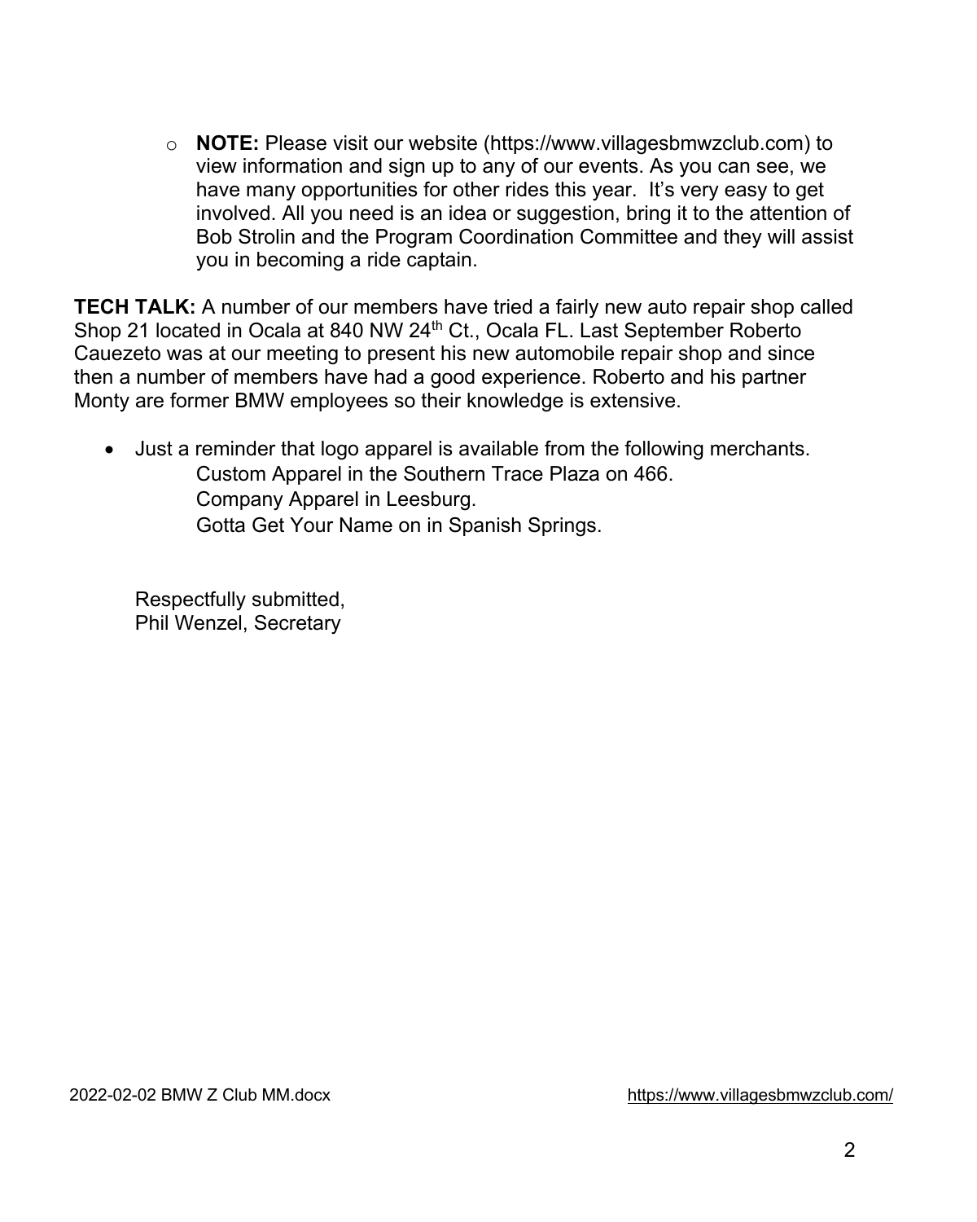- **NOTE:** Please visit our website (https://www.villagesbmwzclub.com) to view information and sign up to any of our events. As you can see, we have many opportunities for other rides this year. It's very easy to get involved. All you need is an idea or suggestion, bring it to the attention of Bob Strolin and the Program Coordination Committee and they will assist you in becoming a ride captain.

**TECH TALK:** A number of our members have tried a fairly new auto repair shop called Shop 21 located in Ocala at 840 NW 24th Ct., Ocala FL. Last September Roberto Cauezeto was at our meeting to present his new automobile repair shop and since then a number of members have had a good experience. Roberto and his partner Monty are former BMW employees so their knowledge is extensive.

- Just a reminder that logo apparel is available from the following merchants.
  Custom Apparel in the Southern Trace Plaza on 466.
  Company Apparel in Leesburg.
  Gotta Get Your Name on in Spanish Springs.

Respectfully submitted,
Phil Wenzel, Secretary